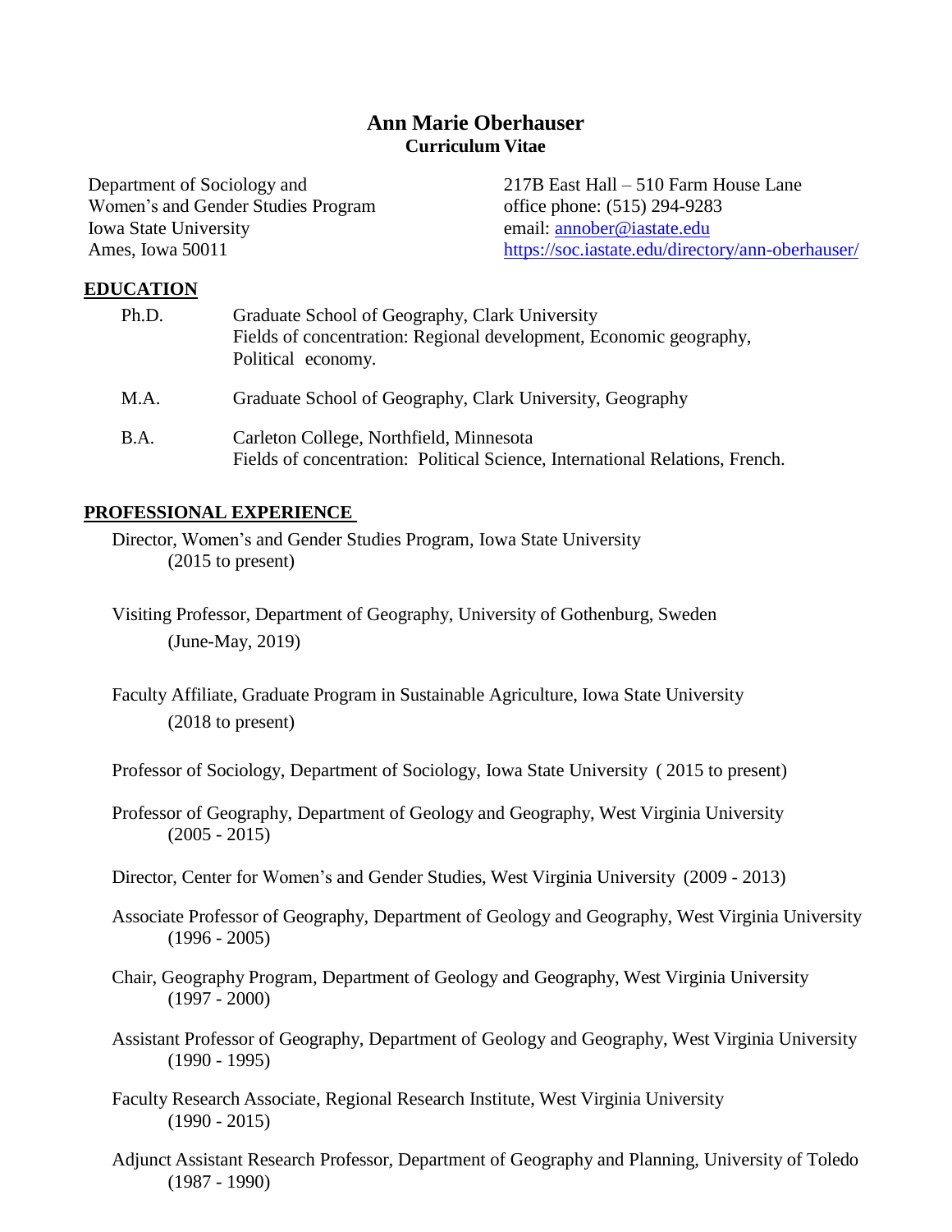# Ann Marie Oberhauser

**Curriculum Vitae**

Department of Sociology and
Women's and Gender Studies Program
Iowa State University
Ames, Iowa 50011

217B East Hall – 510 Farm House Lane
office phone: (515) 294-9283
email: annober@iastate.edu
https://soc.iastate.edu/directory/ann-oberhauser/

## EDUCATION

| | |
|---|---|
| Ph.D. | Graduate School of Geography, Clark University<br>Fields of concentration: Regional development, Economic geography, Political economy. |
| M.A. | Graduate School of Geography, Clark University, Geography |
| B.A. | Carleton College, Northfield, Minnesota<br>Fields of concentration: Political Science, International Relations, French. |

## PROFESSIONAL EXPERIENCE

Director, Women's and Gender Studies Program, Iowa State University
(2015 to present)

Visiting Professor, Department of Geography, University of Gothenburg, Sweden
(June-May, 2019)

Faculty Affiliate, Graduate Program in Sustainable Agriculture, Iowa State University
(2018 to present)

Professor of Sociology, Department of Sociology, Iowa State University ( 2015 to present)

Professor of Geography, Department of Geology and Geography, West Virginia University
(2005 - 2015)

Director, Center for Women's and Gender Studies, West Virginia University (2009 - 2013)

Associate Professor of Geography, Department of Geology and Geography, West Virginia University
(1996 - 2005)

Chair, Geography Program, Department of Geology and Geography, West Virginia University
(1997 - 2000)

Assistant Professor of Geography, Department of Geology and Geography, West Virginia University
(1990 - 1995)

Faculty Research Associate, Regional Research Institute, West Virginia University
(1990 - 2015)

Adjunct Assistant Research Professor, Department of Geography and Planning, University of Toledo
(1987 - 1990)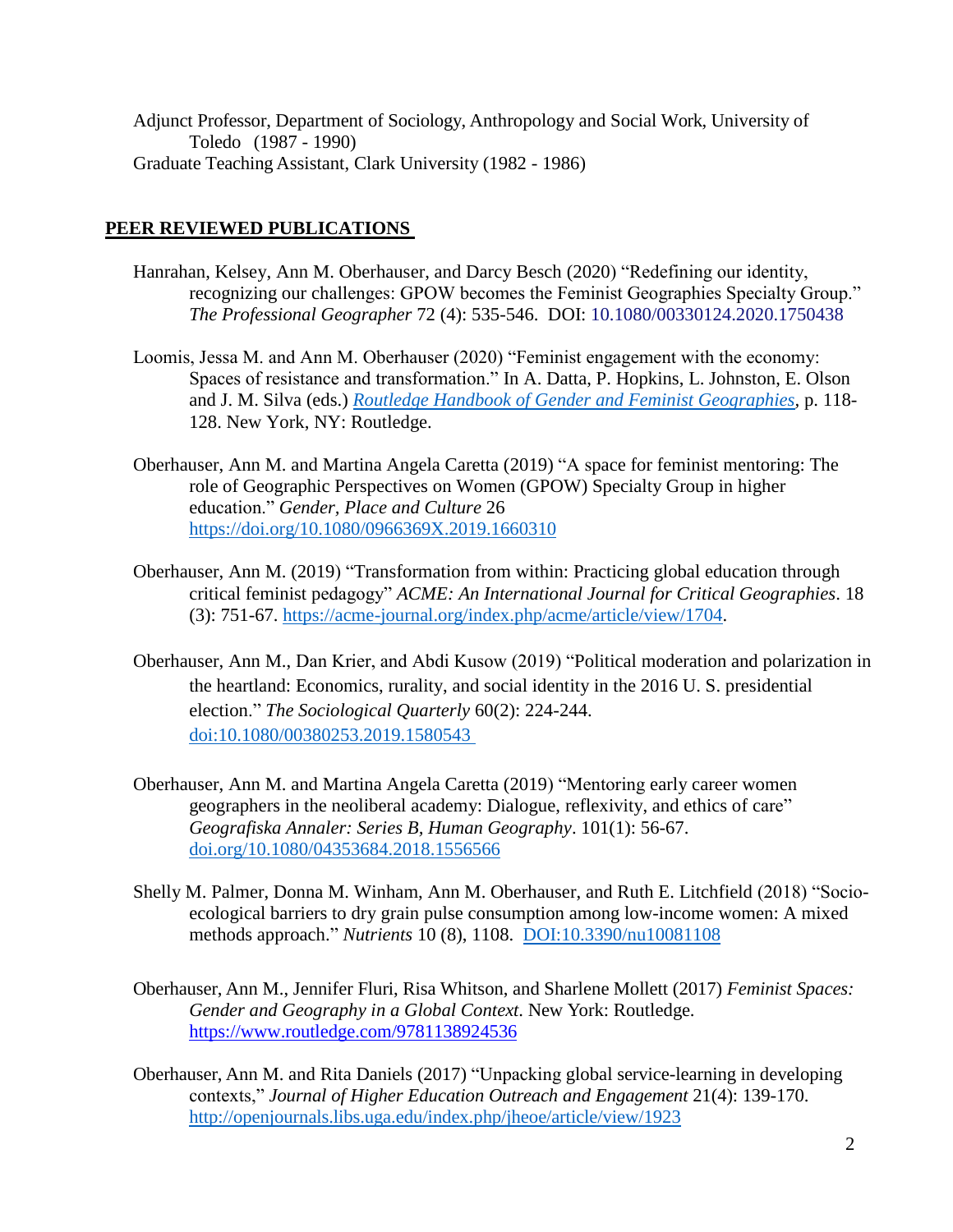Adjunct Professor, Department of Sociology, Anthropology and Social Work, University of Toledo (1987 - 1990)

Graduate Teaching Assistant, Clark University (1982 - 1986)

## PEER REVIEWED PUBLICATIONS

Hanrahan, Kelsey, Ann M. Oberhauser, and Darcy Besch (2020) "Redefining our identity, recognizing our challenges: GPOW becomes the Feminist Geographies Specialty Group." *The Professional Geographer* 72 (4): 535-546. DOI: 10.1080/00330124.2020.1750438

Loomis, Jessa M. and Ann M. Oberhauser (2020) "Feminist engagement with the economy: Spaces of resistance and transformation." In A. Datta, P. Hopkins, L. Johnston, E. Olson and J. M. Silva (eds.) *Routledge Handbook of Gender and Feminist Geographies*, p. 118-128. New York, NY: Routledge.

Oberhauser, Ann M. and Martina Angela Caretta (2019) "A space for feminist mentoring: The role of Geographic Perspectives on Women (GPOW) Specialty Group in higher education." *Gender, Place and Culture* 26 https://doi.org/10.1080/0966369X.2019.1660310

Oberhauser, Ann M. (2019) "Transformation from within: Practicing global education through critical feminist pedagogy" *ACME: An International Journal for Critical Geographies*. 18 (3): 751-67. https://acme-journal.org/index.php/acme/article/view/1704.

Oberhauser, Ann M., Dan Krier, and Abdi Kusow (2019) "Political moderation and polarization in the heartland: Economics, rurality, and social identity in the 2016 U. S. presidential election." *The Sociological Quarterly* 60(2): 224-244. doi:10.1080/00380253.2019.1580543

Oberhauser, Ann M. and Martina Angela Caretta (2019) "Mentoring early career women geographers in the neoliberal academy: Dialogue, reflexivity, and ethics of care" *Geografiska Annaler: Series B, Human Geography*. 101(1): 56-67. doi.org/10.1080/04353684.2018.1556566

Shelly M. Palmer, Donna M. Winham, Ann M. Oberhauser, and Ruth E. Litchfield (2018) "Socio-ecological barriers to dry grain pulse consumption among low-income women: A mixed methods approach." *Nutrients* 10 (8), 1108. DOI:10.3390/nu10081108

Oberhauser, Ann M., Jennifer Fluri, Risa Whitson, and Sharlene Mollett (2017) *Feminist Spaces: Gender and Geography in a Global Context*. New York: Routledge. https://www.routledge.com/9781138924536

Oberhauser, Ann M. and Rita Daniels (2017) "Unpacking global service-learning in developing contexts," *Journal of Higher Education Outreach and Engagement* 21(4): 139-170. http://openjournals.libs.uga.edu/index.php/jheoe/article/view/1923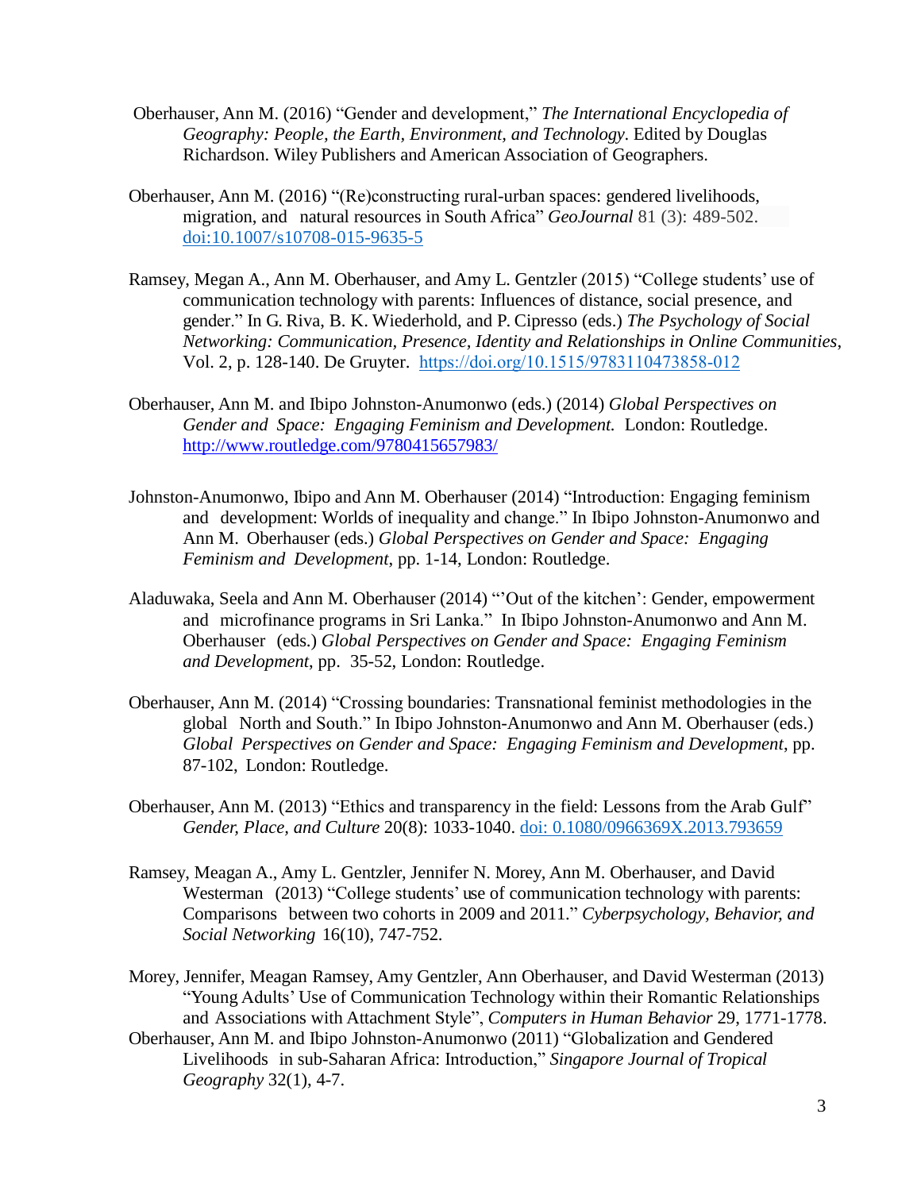Oberhauser, Ann M. (2016) "Gender and development," *The International Encyclopedia of Geography: People, the Earth, Environment, and Technology.* Edited by Douglas Richardson. Wiley Publishers and American Association of Geographers.

Oberhauser, Ann M. (2016) "(Re)constructing rural-urban spaces: gendered livelihoods, migration, and natural resources in South Africa" *GeoJournal* 81 (3): 489-502. doi:10.1007/s10708-015-9635-5

Ramsey, Megan A., Ann M. Oberhauser, and Amy L. Gentzler (2015) "College students' use of communication technology with parents: Influences of distance, social presence, and gender." In G. Riva, B. K. Wiederhold, and P. Cipresso (eds.) *The Psychology of Social Networking: Communication, Presence, Identity and Relationships in Online Communities*, Vol. 2, p. 128-140. De Gruyter. https://doi.org/10.1515/9783110473858-012

Oberhauser, Ann M. and Ibipo Johnston-Anumonwo (eds.) (2014) *Global Perspectives on Gender and Space: Engaging Feminism and Development.* London: Routledge. http://www.routledge.com/9780415657983/

Johnston-Anumonwo, Ibipo and Ann M. Oberhauser (2014) "Introduction: Engaging feminism and development: Worlds of inequality and change." In Ibipo Johnston-Anumonwo and Ann M. Oberhauser (eds.) *Global Perspectives on Gender and Space: Engaging Feminism and Development*, pp. 1-14, London: Routledge.

Aladuwaka, Seela and Ann M. Oberhauser (2014) "'Out of the kitchen': Gender, empowerment and microfinance programs in Sri Lanka." In Ibipo Johnston-Anumonwo and Ann M. Oberhauser (eds.) *Global Perspectives on Gender and Space: Engaging Feminism and Development*, pp. 35-52, London: Routledge.

Oberhauser, Ann M. (2014) "Crossing boundaries: Transnational feminist methodologies in the global North and South." In Ibipo Johnston-Anumonwo and Ann M. Oberhauser (eds.) *Global Perspectives on Gender and Space: Engaging Feminism and Development*, pp. 87-102, London: Routledge.

Oberhauser, Ann M. (2013) "Ethics and transparency in the field: Lessons from the Arab Gulf" *Gender, Place, and Culture* 20(8): 1033-1040. doi: 0.1080/0966369X.2013.793659

Ramsey, Meagan A., Amy L. Gentzler, Jennifer N. Morey, Ann M. Oberhauser, and David Westerman (2013) "College students' use of communication technology with parents: Comparisons between two cohorts in 2009 and 2011." *Cyberpsychology, Behavior, and Social Networking* 16(10), 747-752.

Morey, Jennifer, Meagan Ramsey, Amy Gentzler, Ann Oberhauser, and David Westerman (2013) "Young Adults' Use of Communication Technology within their Romantic Relationships and Associations with Attachment Style", *Computers in Human Behavior* 29, 1771-1778.

Oberhauser, Ann M. and Ibipo Johnston-Anumonwo (2011) "Globalization and Gendered Livelihoods in sub-Saharan Africa: Introduction," *Singapore Journal of Tropical Geography* 32(1), 4-7.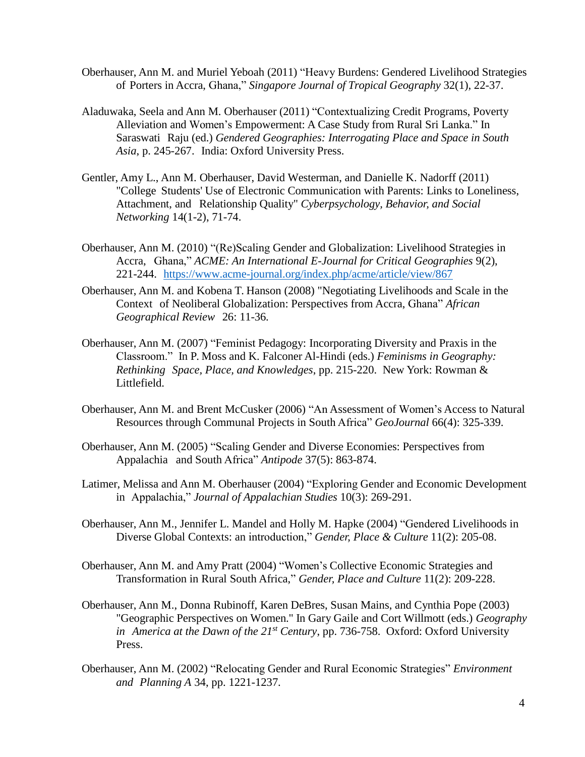Oberhauser, Ann M. and Muriel Yeboah (2011) “Heavy Burdens: Gendered Livelihood Strategies of Porters in Accra, Ghana,” *Singapore Journal of Tropical Geography* 32(1), 22-37.

Aladuwaka, Seela and Ann M. Oberhauser (2011) “Contextualizing Credit Programs, Poverty Alleviation and Women’s Empowerment: A Case Study from Rural Sri Lanka.” In Saraswati Raju (ed.) *Gendered Geographies: Interrogating Place and Space in South Asia*, p. 245-267. India: Oxford University Press.

Gentler, Amy L., Ann M. Oberhauser, David Westerman, and Danielle K. Nadorff (2011) "College Students' Use of Electronic Communication with Parents: Links to Loneliness, Attachment, and Relationship Quality" *Cyberpsychology, Behavior, and Social Networking* 14(1-2), 71-74.

Oberhauser, Ann M. (2010) “(Re)Scaling Gender and Globalization: Livelihood Strategies in Accra, Ghana,” *ACME: An International E-Journal for Critical Geographies* 9(2), 221-244. https://www.acme-journal.org/index.php/acme/article/view/867

Oberhauser, Ann M. and Kobena T. Hanson (2008) "Negotiating Livelihoods and Scale in the Context of Neoliberal Globalization: Perspectives from Accra, Ghana” *African Geographical Review* 26: 11-36.

Oberhauser, Ann M. (2007) “Feminist Pedagogy: Incorporating Diversity and Praxis in the Classroom.” In P. Moss and K. Falconer Al-Hindi (eds.) *Feminisms in Geography: Rethinking Space, Place, and Knowledges*, pp. 215-220. New York: Rowman & Littlefield.

Oberhauser, Ann M. and Brent McCusker (2006) “An Assessment of Women’s Access to Natural Resources through Communal Projects in South Africa” *GeoJournal* 66(4): 325-339.

Oberhauser, Ann M. (2005) “Scaling Gender and Diverse Economies: Perspectives from Appalachia and South Africa” *Antipode* 37(5): 863-874.

Latimer, Melissa and Ann M. Oberhauser (2004) “Exploring Gender and Economic Development in Appalachia,” *Journal of Appalachian Studies* 10(3): 269-291.

Oberhauser, Ann M., Jennifer L. Mandel and Holly M. Hapke (2004) “Gendered Livelihoods in Diverse Global Contexts: an introduction,” *Gender, Place & Culture* 11(2): 205-08.

Oberhauser, Ann M. and Amy Pratt (2004) “Women’s Collective Economic Strategies and Transformation in Rural South Africa,” *Gender, Place and Culture* 11(2): 209-228.

Oberhauser, Ann M., Donna Rubinoff, Karen DeBres, Susan Mains, and Cynthia Pope (2003) "Geographic Perspectives on Women." In Gary Gaile and Cort Willmott (eds.) *Geography in America at the Dawn of the 21st Century*, pp. 736-758. Oxford: Oxford University Press.

Oberhauser, Ann M. (2002) “Relocating Gender and Rural Economic Strategies” *Environment and Planning A* 34, pp. 1221-1237.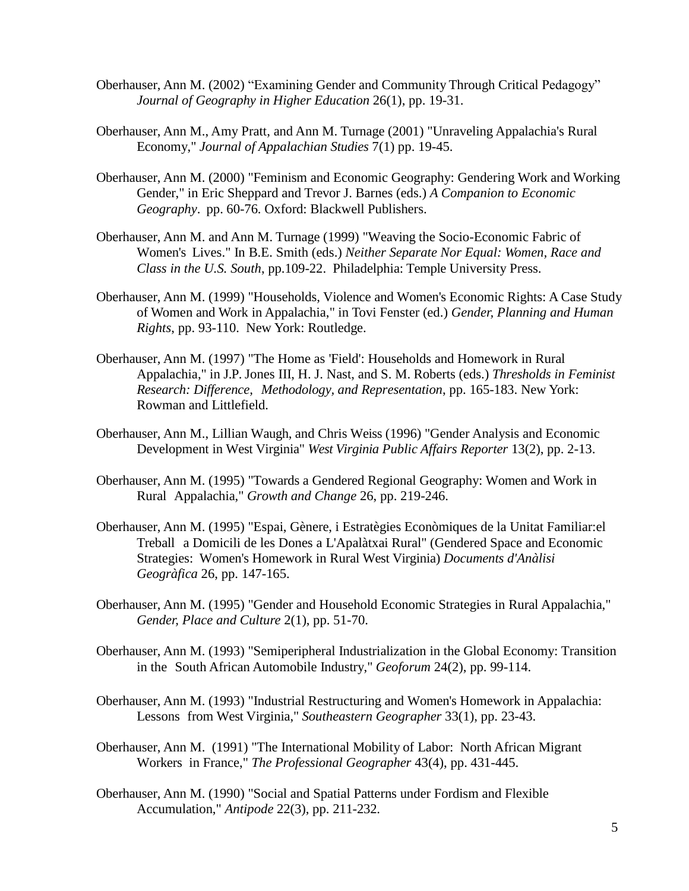Oberhauser, Ann M. (2002) "Examining Gender and Community Through Critical Pedagogy" *Journal of Geography in Higher Education* 26(1), pp. 19-31.

Oberhauser, Ann M., Amy Pratt, and Ann M. Turnage (2001) "Unraveling Appalachia's Rural Economy," *Journal of Appalachian Studies* 7(1) pp. 19-45.

Oberhauser, Ann M. (2000) "Feminism and Economic Geography: Gendering Work and Working Gender," in Eric Sheppard and Trevor J. Barnes (eds.) *A Companion to Economic Geography*. pp. 60-76. Oxford: Blackwell Publishers.

Oberhauser, Ann M. and Ann M. Turnage (1999) "Weaving the Socio-Economic Fabric of Women's Lives." In B.E. Smith (eds.) *Neither Separate Nor Equal: Women, Race and Class in the U.S. South*, pp.109-22. Philadelphia: Temple University Press.

Oberhauser, Ann M. (1999) "Households, Violence and Women's Economic Rights: A Case Study of Women and Work in Appalachia," in Tovi Fenster (ed.) *Gender, Planning and Human Rights*, pp. 93-110. New York: Routledge.

Oberhauser, Ann M. (1997) "The Home as 'Field': Households and Homework in Rural Appalachia," in J.P. Jones III, H. J. Nast, and S. M. Roberts (eds.) *Thresholds in Feminist Research: Difference, Methodology, and Representation*, pp. 165-183. New York: Rowman and Littlefield.

Oberhauser, Ann M., Lillian Waugh, and Chris Weiss (1996) "Gender Analysis and Economic Development in West Virginia" *West Virginia Public Affairs Reporter* 13(2), pp. 2-13.

Oberhauser, Ann M. (1995) "Towards a Gendered Regional Geography: Women and Work in Rural Appalachia," *Growth and Change* 26, pp. 219-246.

Oberhauser, Ann M. (1995) "Espai, Gènere, i Estratègies Econòmiques de la Unitat Familiar:el Treball a Domicili de les Dones a L'Apalàtxai Rural" (Gendered Space and Economic Strategies: Women's Homework in Rural West Virginia) *Documents d'Anàlisi Geogràfica* 26, pp. 147-165.

Oberhauser, Ann M. (1995) "Gender and Household Economic Strategies in Rural Appalachia," *Gender, Place and Culture* 2(1), pp. 51-70.

Oberhauser, Ann M. (1993) "Semiperipheral Industrialization in the Global Economy: Transition in the South African Automobile Industry," *Geoforum* 24(2), pp. 99-114.

Oberhauser, Ann M. (1993) "Industrial Restructuring and Women's Homework in Appalachia: Lessons from West Virginia," *Southeastern Geographer* 33(1), pp. 23-43.

Oberhauser, Ann M. (1991) "The International Mobility of Labor: North African Migrant Workers in France," *The Professional Geographer* 43(4), pp. 431-445.

Oberhauser, Ann M. (1990) "Social and Spatial Patterns under Fordism and Flexible Accumulation," *Antipode* 22(3), pp. 211-232.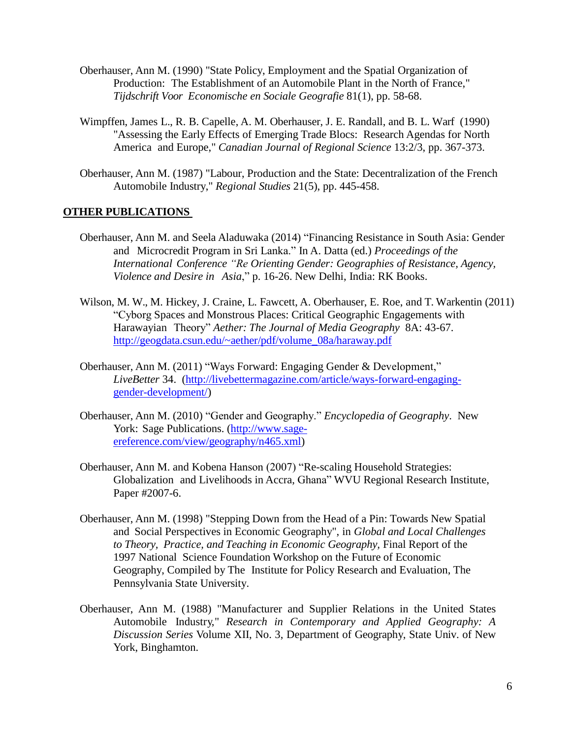Oberhauser, Ann M. (1990) "State Policy, Employment and the Spatial Organization of Production: The Establishment of an Automobile Plant in the North of France," *Tijdschrift Voor Economische en Sociale Geografie* 81(1), pp. 58-68.

Wimpffen, James L., R. B. Capelle, A. M. Oberhauser, J. E. Randall, and B. L. Warf (1990) "Assessing the Early Effects of Emerging Trade Blocs: Research Agendas for North America and Europe," *Canadian Journal of Regional Science* 13:2/3, pp. 367-373.

Oberhauser, Ann M. (1987) "Labour, Production and the State: Decentralization of the French Automobile Industry," *Regional Studies* 21(5), pp. 445-458.

## OTHER PUBLICATIONS

Oberhauser, Ann M. and Seela Aladuwaka (2014) "Financing Resistance in South Asia: Gender and Microcredit Program in Sri Lanka." In A. Datta (ed.) *Proceedings of the International Conference "Re Orienting Gender: Geographies of Resistance, Agency, Violence and Desire in Asia*," p. 16-26. New Delhi, India: RK Books.

Wilson, M. W., M. Hickey, J. Craine, L. Fawcett, A. Oberhauser, E. Roe, and T. Warkentin (2011) "Cyborg Spaces and Monstrous Places: Critical Geographic Engagements with Harawayian Theory" *Aether: The Journal of Media Geography* 8A: 43-67. http://geogdata.csun.edu/~aether/pdf/volume_08a/haraway.pdf

Oberhauser, Ann M. (2011) "Ways Forward: Engaging Gender & Development," *LiveBetter* 34. (http://livebettermagazine.com/article/ways-forward-engaging-gender-development/)

Oberhauser, Ann M. (2010) "Gender and Geography." *Encyclopedia of Geography*. New York: Sage Publications. (http://www.sage-ereference.com/view/geography/n465.xml)

Oberhauser, Ann M. and Kobena Hanson (2007) "Re-scaling Household Strategies: Globalization and Livelihoods in Accra, Ghana" WVU Regional Research Institute, Paper #2007-6.

Oberhauser, Ann M. (1998) "Stepping Down from the Head of a Pin: Towards New Spatial and Social Perspectives in Economic Geography", in *Global and Local Challenges to Theory, Practice, and Teaching in Economic Geography*, Final Report of the 1997 National Science Foundation Workshop on the Future of Economic Geography, Compiled by The Institute for Policy Research and Evaluation, The Pennsylvania State University.

Oberhauser, Ann M. (1988) "Manufacturer and Supplier Relations in the United States Automobile Industry," *Research in Contemporary and Applied Geography: A Discussion Series* Volume XII, No. 3, Department of Geography, State Univ. of New York, Binghamton.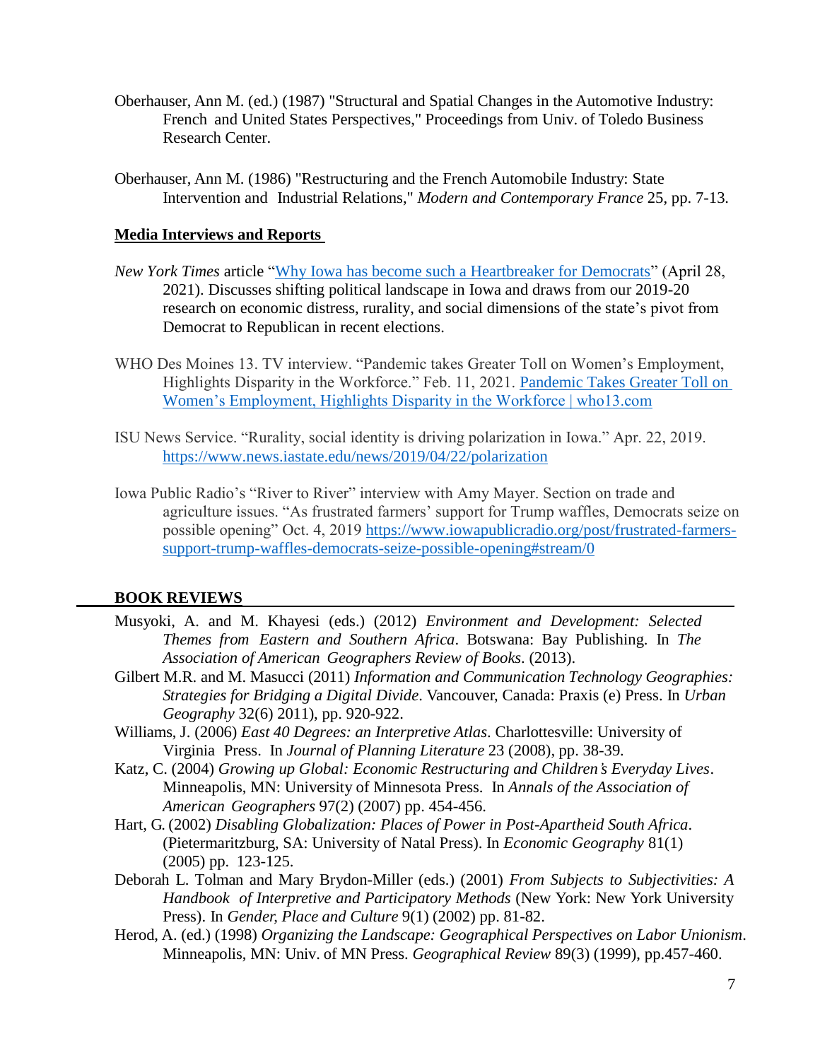Oberhauser, Ann M. (ed.) (1987) "Structural and Spatial Changes in the Automotive Industry: French and United States Perspectives," Proceedings from Univ. of Toledo Business Research Center.

Oberhauser, Ann M. (1986) "Restructuring and the French Automobile Industry: State Intervention and Industrial Relations," *Modern and Contemporary France* 25, pp. 7-13.

**Media Interviews and Reports**

*New York Times* article "Why Iowa has become such a Heartbreaker for Democrats" (April 28, 2021). Discusses shifting political landscape in Iowa and draws from our 2019-20 research on economic distress, rurality, and social dimensions of the state's pivot from Democrat to Republican in recent elections.

WHO Des Moines 13. TV interview. "Pandemic takes Greater Toll on Women's Employment, Highlights Disparity in the Workforce." Feb. 11, 2021. Pandemic Takes Greater Toll on Women's Employment, Highlights Disparity in the Workforce | who13.com

ISU News Service. "Rurality, social identity is driving polarization in Iowa." Apr. 22, 2019. https://www.news.iastate.edu/news/2019/04/22/polarization

Iowa Public Radio's "River to River" interview with Amy Mayer. Section on trade and agriculture issues. "As frustrated farmers' support for Trump waffles, Democrats seize on possible opening" Oct. 4, 2019 https://www.iowapublicradio.org/post/frustrated-farmers-support-trump-waffles-democrats-seize-possible-opening#stream/0

**BOOK REVIEWS**

Musyoki, A. and M. Khayesi (eds.) (2012) *Environment and Development: Selected Themes from Eastern and Southern Africa*. Botswana: Bay Publishing. In *The Association of American Geographers Review of Books*. (2013).

Gilbert M.R. and M. Masucci (2011) *Information and Communication Technology Geographies: Strategies for Bridging a Digital Divide*. Vancouver, Canada: Praxis (e) Press. In *Urban Geography* 32(6) 2011), pp. 920-922.

Williams, J. (2006) *East 40 Degrees: an Interpretive Atlas*. Charlottesville: University of Virginia Press. In *Journal of Planning Literature* 23 (2008), pp. 38-39.

Katz, C. (2004) *Growing up Global: Economic Restructuring and Children's Everyday Lives*. Minneapolis, MN: University of Minnesota Press. In *Annals of the Association of American Geographers* 97(2) (2007) pp. 454-456.

Hart, G. (2002) *Disabling Globalization: Places of Power in Post-Apartheid South Africa*. (Pietermaritzburg, SA: University of Natal Press). In *Economic Geography* 81(1) (2005) pp. 123-125.

Deborah L. Tolman and Mary Brydon-Miller (eds.) (2001) *From Subjects to Subjectivities: A Handbook of Interpretive and Participatory Methods* (New York: New York University Press). In *Gender, Place and Culture* 9(1) (2002) pp. 81-82.

Herod, A. (ed.) (1998) *Organizing the Landscape: Geographical Perspectives on Labor Unionism*. Minneapolis, MN: Univ. of MN Press. *Geographical Review* 89(3) (1999), pp.457-460.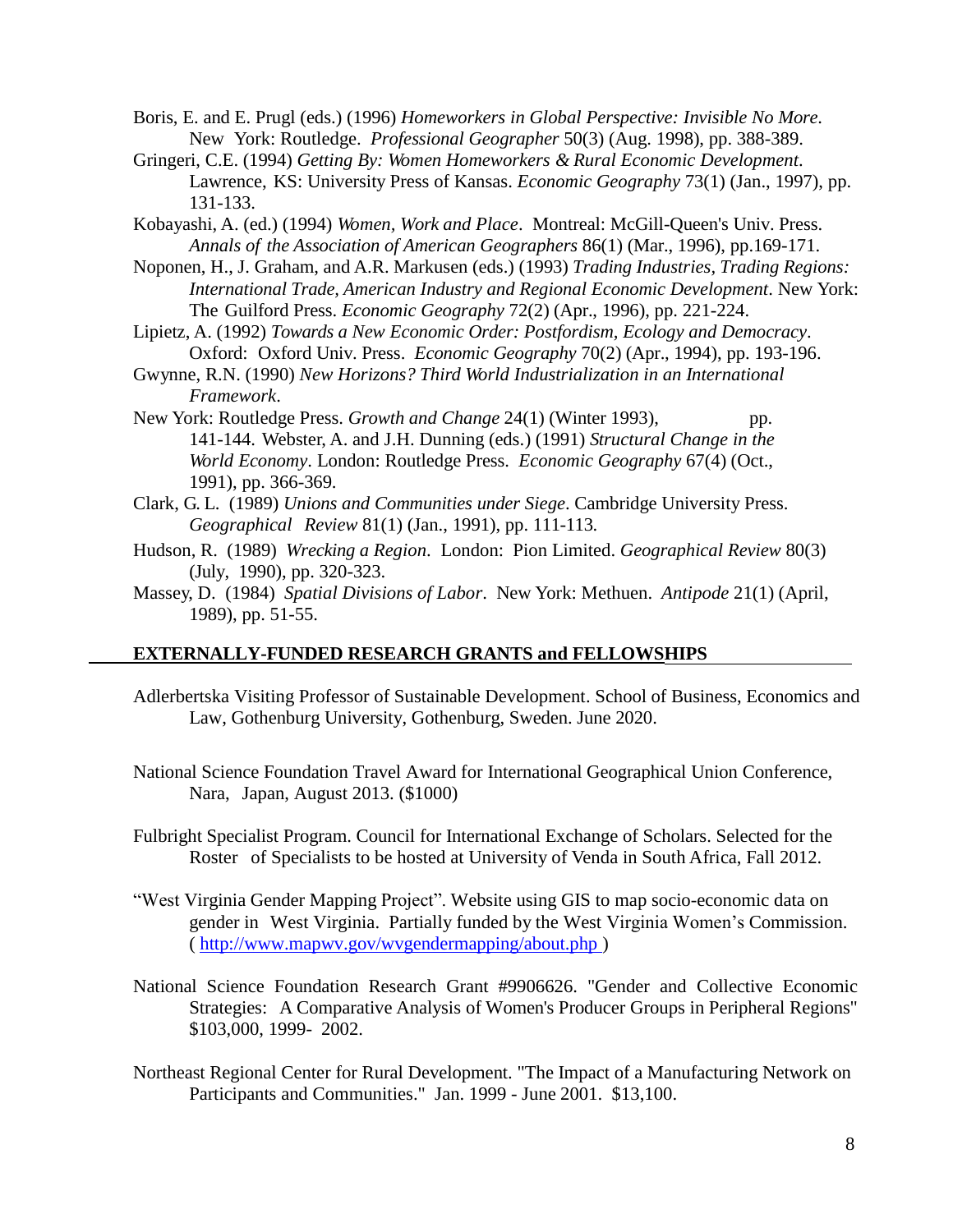Boris, E. and E. Prugl (eds.) (1996) *Homeworkers in Global Perspective: Invisible No More*. New York: Routledge. *Professional Geographer* 50(3) (Aug. 1998), pp. 388-389.

Gringeri, C.E. (1994) *Getting By: Women Homeworkers & Rural Economic Development*. Lawrence, KS: University Press of Kansas. *Economic Geography* 73(1) (Jan., 1997), pp. 131-133.

Kobayashi, A. (ed.) (1994) *Women, Work and Place*. Montreal: McGill-Queen's Univ. Press. *Annals of the Association of American Geographers* 86(1) (Mar., 1996), pp.169-171.

Noponen, H., J. Graham, and A.R. Markusen (eds.) (1993) *Trading Industries, Trading Regions: International Trade, American Industry and Regional Economic Development*. New York: The Guilford Press. *Economic Geography* 72(2) (Apr., 1996), pp. 221-224.

Lipietz, A. (1992) *Towards a New Economic Order: Postfordism, Ecology and Democracy*. Oxford: Oxford Univ. Press. *Economic Geography* 70(2) (Apr., 1994), pp. 193-196.

Gwynne, R.N. (1990) *New Horizons? Third World Industrialization in an International Framework*.

New York: Routledge Press. *Growth and Change* 24(1) (Winter 1993), pp. 141-144. Webster, A. and J.H. Dunning (eds.) (1991) *Structural Change in the World Economy*. London: Routledge Press. *Economic Geography* 67(4) (Oct., 1991), pp. 366-369.

Clark, G. L. (1989) *Unions and Communities under Siege*. Cambridge University Press. *Geographical Review* 81(1) (Jan., 1991), pp. 111-113.

Hudson, R. (1989) *Wrecking a Region*. London: Pion Limited. *Geographical Review* 80(3) (July, 1990), pp. 320-323.

Massey, D. (1984) *Spatial Divisions of Labor*. New York: Methuen. *Antipode* 21(1) (April, 1989), pp. 51-55.

## EXTERNALLY-FUNDED RESEARCH GRANTS and FELLOWSHIPS

Adlerbertska Visiting Professor of Sustainable Development. School of Business, Economics and Law, Gothenburg University, Gothenburg, Sweden. June 2020.

National Science Foundation Travel Award for International Geographical Union Conference, Nara, Japan, August 2013. ($1000)

Fulbright Specialist Program. Council for International Exchange of Scholars. Selected for the Roster of Specialists to be hosted at University of Venda in South Africa, Fall 2012.

"West Virginia Gender Mapping Project". Website using GIS to map socio-economic data on gender in West Virginia. Partially funded by the West Virginia Women's Commission. ( http://www.mapwv.gov/wvgendermapping/about.php )

National Science Foundation Research Grant #9906626. "Gender and Collective Economic Strategies: A Comparative Analysis of Women's Producer Groups in Peripheral Regions" $103,000, 1999- 2002.

Northeast Regional Center for Rural Development. "The Impact of a Manufacturing Network on Participants and Communities." Jan. 1999 - June 2001. $13,100.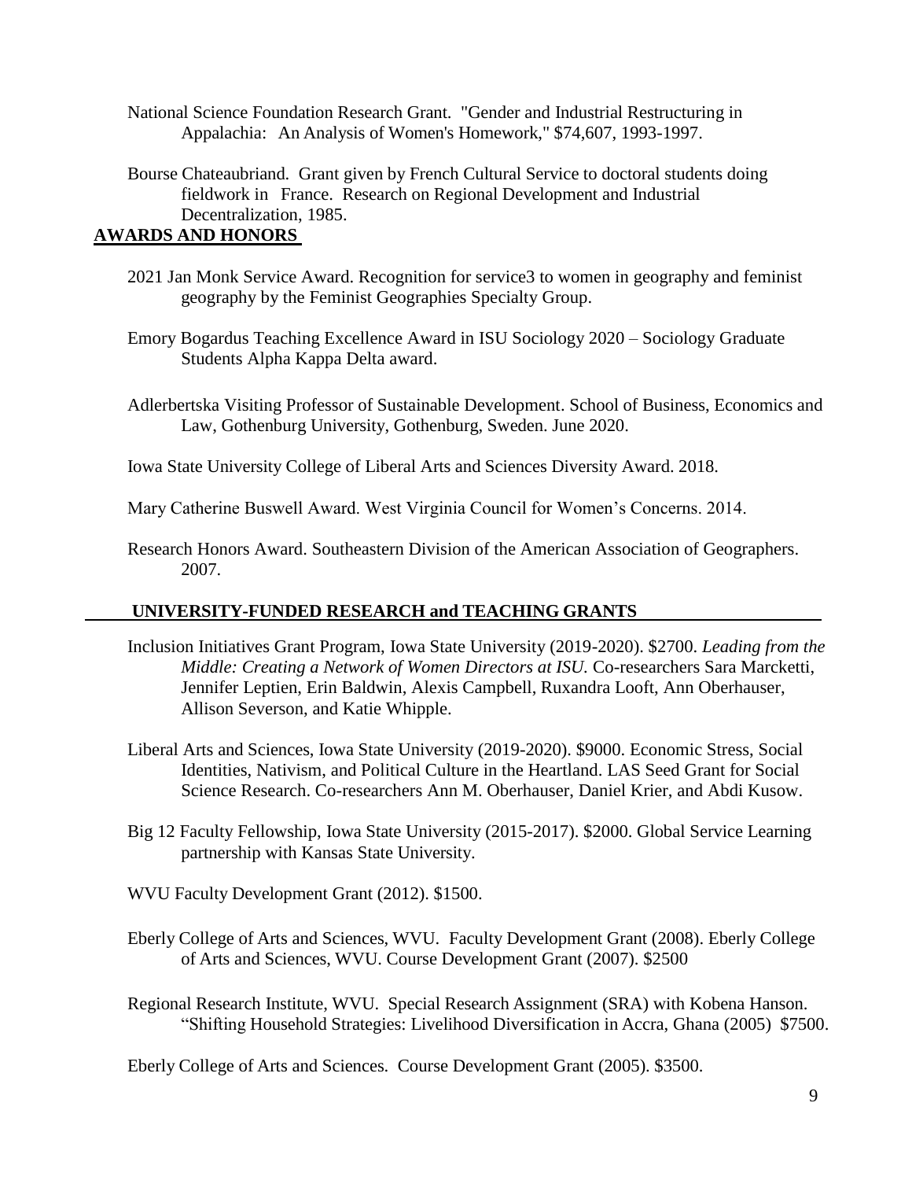National Science Foundation Research Grant. "Gender and Industrial Restructuring in Appalachia: An Analysis of Women's Homework," $74,607, 1993-1997.

Bourse Chateaubriand. Grant given by French Cultural Service to doctoral students doing fieldwork in France. Research on Regional Development and Industrial Decentralization, 1985.

## AWARDS AND HONORS

2021 Jan Monk Service Award. Recognition for service3 to women in geography and feminist geography by the Feminist Geographies Specialty Group.

Emory Bogardus Teaching Excellence Award in ISU Sociology 2020 – Sociology Graduate Students Alpha Kappa Delta award.

Adlerbertska Visiting Professor of Sustainable Development. School of Business, Economics and Law, Gothenburg University, Gothenburg, Sweden. June 2020.

Iowa State University College of Liberal Arts and Sciences Diversity Award. 2018.

Mary Catherine Buswell Award. West Virginia Council for Women's Concerns. 2014.

Research Honors Award. Southeastern Division of the American Association of Geographers. 2007.

## UNIVERSITY-FUNDED RESEARCH and TEACHING GRANTS

Inclusion Initiatives Grant Program, Iowa State University (2019-2020). $2700. *Leading from the Middle: Creating a Network of Women Directors at ISU.* Co-researchers Sara Marcketti, Jennifer Leptien, Erin Baldwin, Alexis Campbell, Ruxandra Looft, Ann Oberhauser, Allison Severson, and Katie Whipple.

Liberal Arts and Sciences, Iowa State University (2019-2020). $9000. Economic Stress, Social Identities, Nativism, and Political Culture in the Heartland. LAS Seed Grant for Social Science Research. Co-researchers Ann M. Oberhauser, Daniel Krier, and Abdi Kusow.

Big 12 Faculty Fellowship, Iowa State University (2015-2017). $2000. Global Service Learning partnership with Kansas State University.

WVU Faculty Development Grant (2012). $1500.

Eberly College of Arts and Sciences, WVU. Faculty Development Grant (2008). Eberly College of Arts and Sciences, WVU. Course Development Grant (2007). $2500

Regional Research Institute, WVU. Special Research Assignment (SRA) with Kobena Hanson. "Shifting Household Strategies: Livelihood Diversification in Accra, Ghana (2005) $7500.

Eberly College of Arts and Sciences. Course Development Grant (2005). $3500.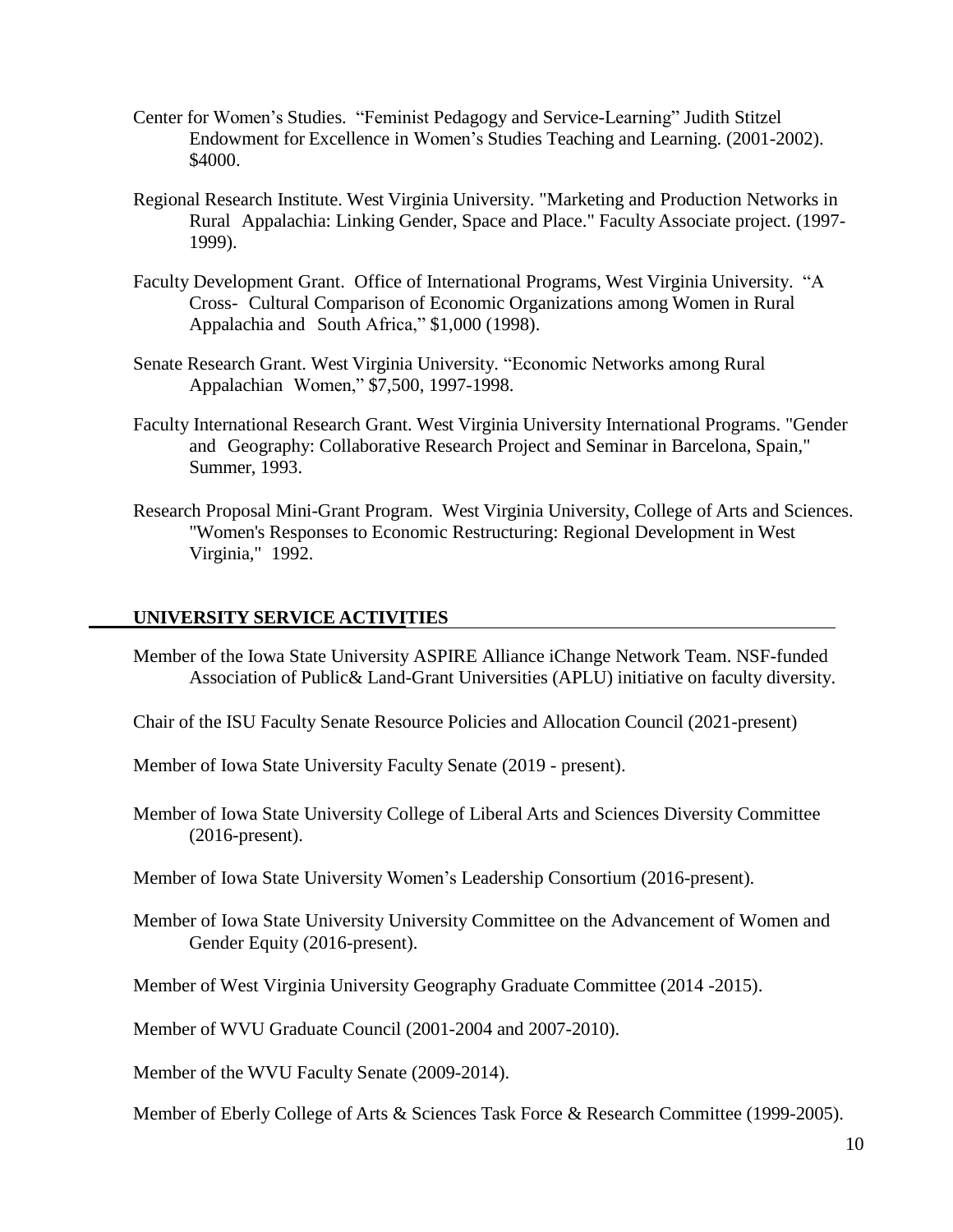Center for Women's Studies. "Feminist Pedagogy and Service-Learning" Judith Stitzel Endowment for Excellence in Women's Studies Teaching and Learning. (2001-2002). $4000.

Regional Research Institute. West Virginia University. "Marketing and Production Networks in Rural Appalachia: Linking Gender, Space and Place." Faculty Associate project. (1997-1999).

Faculty Development Grant. Office of International Programs, West Virginia University. "A Cross- Cultural Comparison of Economic Organizations among Women in Rural Appalachia and South Africa," $1,000 (1998).

Senate Research Grant. West Virginia University. "Economic Networks among Rural Appalachian Women," $7,500, 1997-1998.

Faculty International Research Grant. West Virginia University International Programs. "Gender and Geography: Collaborative Research Project and Seminar in Barcelona, Spain," Summer, 1993.

Research Proposal Mini-Grant Program. West Virginia University, College of Arts and Sciences. "Women's Responses to Economic Restructuring: Regional Development in West Virginia," 1992.

## UNIVERSITY SERVICE ACTIVITIES

Member of the Iowa State University ASPIRE Alliance iChange Network Team. NSF-funded Association of Public& Land-Grant Universities (APLU) initiative on faculty diversity.

Chair of the ISU Faculty Senate Resource Policies and Allocation Council (2021-present)

Member of Iowa State University Faculty Senate (2019 - present).

Member of Iowa State University College of Liberal Arts and Sciences Diversity Committee (2016-present).

Member of Iowa State University Women's Leadership Consortium (2016-present).

Member of Iowa State University University Committee on the Advancement of Women and Gender Equity (2016-present).

Member of West Virginia University Geography Graduate Committee (2014 -2015).

Member of WVU Graduate Council (2001-2004 and 2007-2010).

Member of the WVU Faculty Senate (2009-2014).

Member of Eberly College of Arts & Sciences Task Force & Research Committee (1999-2005).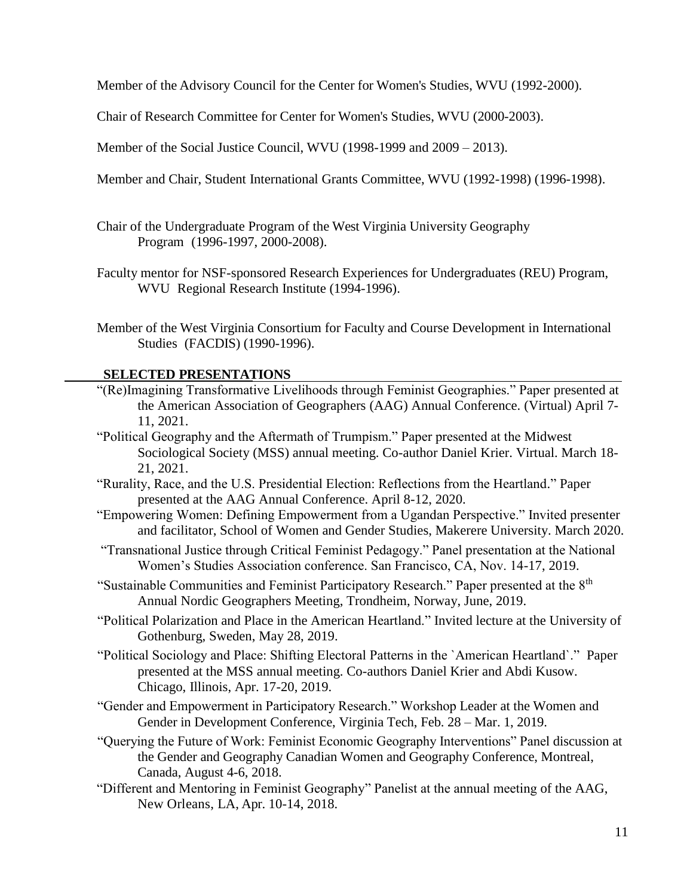Member of the Advisory Council for the Center for Women's Studies, WVU (1992-2000).

Chair of Research Committee for Center for Women's Studies, WVU (2000-2003).

Member of the Social Justice Council, WVU (1998-1999 and 2009 – 2013).

Member and Chair, Student International Grants Committee, WVU (1992-1998) (1996-1998).

Chair of the Undergraduate Program of the West Virginia University Geography Program (1996-1997, 2000-2008).

Faculty mentor for NSF-sponsored Research Experiences for Undergraduates (REU) Program, WVU Regional Research Institute (1994-1996).

Member of the West Virginia Consortium for Faculty and Course Development in International Studies (FACDIS) (1990-1996).

## SELECTED PRESENTATIONS

"(Re)Imagining Transformative Livelihoods through Feminist Geographies." Paper presented at the American Association of Geographers (AAG) Annual Conference. (Virtual) April 7-11, 2021.

"Political Geography and the Aftermath of Trumpism." Paper presented at the Midwest Sociological Society (MSS) annual meeting. Co-author Daniel Krier. Virtual. March 18-21, 2021.

"Rurality, Race, and the U.S. Presidential Election: Reflections from the Heartland." Paper presented at the AAG Annual Conference. April 8-12, 2020.

"Empowering Women: Defining Empowerment from a Ugandan Perspective." Invited presenter and facilitator, School of Women and Gender Studies, Makerere University. March 2020.

"Transnational Justice through Critical Feminist Pedagogy." Panel presentation at the National Women's Studies Association conference. San Francisco, CA, Nov. 14-17, 2019.

"Sustainable Communities and Feminist Participatory Research." Paper presented at the 8th Annual Nordic Geographers Meeting, Trondheim, Norway, June, 2019.

"Political Polarization and Place in the American Heartland." Invited lecture at the University of Gothenburg, Sweden, May 28, 2019.

"Political Sociology and Place: Shifting Electoral Patterns in the `American Heartland`." Paper presented at the MSS annual meeting. Co-authors Daniel Krier and Abdi Kusow. Chicago, Illinois, Apr. 17-20, 2019.

"Gender and Empowerment in Participatory Research." Workshop Leader at the Women and Gender in Development Conference, Virginia Tech, Feb. 28 – Mar. 1, 2019.

"Querying the Future of Work: Feminist Economic Geography Interventions" Panel discussion at the Gender and Geography Canadian Women and Geography Conference, Montreal, Canada, August 4-6, 2018.

"Different and Mentoring in Feminist Geography" Panelist at the annual meeting of the AAG, New Orleans, LA, Apr. 10-14, 2018.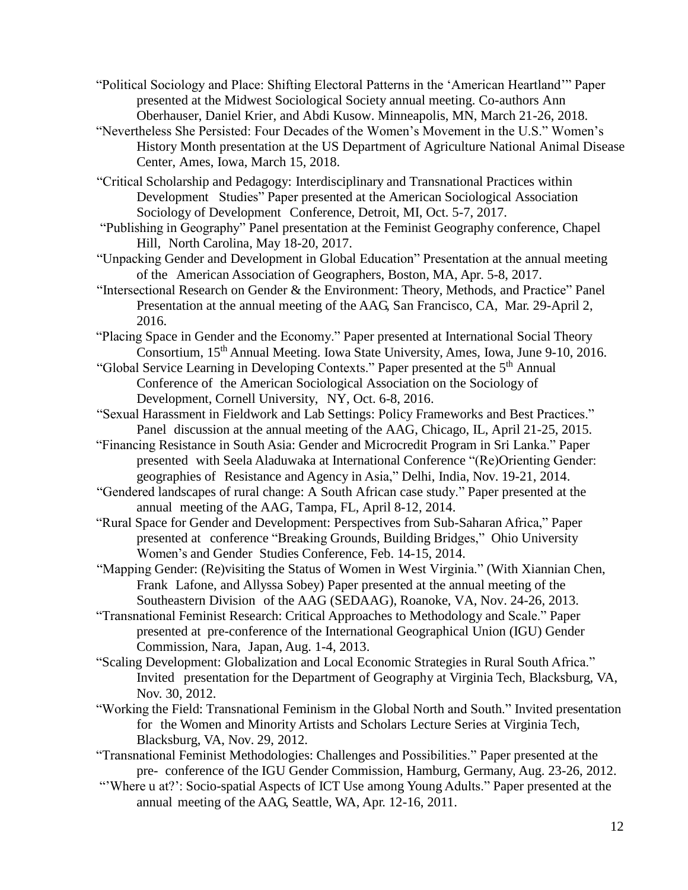"Political Sociology and Place: Shifting Electoral Patterns in the 'American Heartland'" Paper presented at the Midwest Sociological Society annual meeting. Co-authors Ann Oberhauser, Daniel Krier, and Abdi Kusow. Minneapolis, MN, March 21-26, 2018.

"Nevertheless She Persisted: Four Decades of the Women's Movement in the U.S." Women's History Month presentation at the US Department of Agriculture National Animal Disease Center, Ames, Iowa, March 15, 2018.

"Critical Scholarship and Pedagogy: Interdisciplinary and Transnational Practices within Development Studies" Paper presented at the American Sociological Association Sociology of Development Conference, Detroit, MI, Oct. 5-7, 2017.

"Publishing in Geography" Panel presentation at the Feminist Geography conference, Chapel Hill, North Carolina, May 18-20, 2017.

"Unpacking Gender and Development in Global Education" Presentation at the annual meeting of the American Association of Geographers, Boston, MA, Apr. 5-8, 2017.

"Intersectional Research on Gender & the Environment: Theory, Methods, and Practice" Panel Presentation at the annual meeting of the AAG, San Francisco, CA, Mar. 29-April 2, 2016.

"Placing Space in Gender and the Economy." Paper presented at International Social Theory Consortium, 15th Annual Meeting. Iowa State University, Ames, Iowa, June 9-10, 2016.

"Global Service Learning in Developing Contexts." Paper presented at the 5th Annual Conference of the American Sociological Association on the Sociology of Development, Cornell University, NY, Oct. 6-8, 2016.

"Sexual Harassment in Fieldwork and Lab Settings: Policy Frameworks and Best Practices." Panel discussion at the annual meeting of the AAG, Chicago, IL, April 21-25, 2015.

"Financing Resistance in South Asia: Gender and Microcredit Program in Sri Lanka." Paper presented with Seela Aladuwaka at International Conference "(Re)Orienting Gender: geographies of Resistance and Agency in Asia," Delhi, India, Nov. 19-21, 2014.

"Gendered landscapes of rural change: A South African case study." Paper presented at the annual meeting of the AAG, Tampa, FL, April 8-12, 2014.

"Rural Space for Gender and Development: Perspectives from Sub-Saharan Africa," Paper presented at conference "Breaking Grounds, Building Bridges," Ohio University Women's and Gender Studies Conference, Feb. 14-15, 2014.

"Mapping Gender: (Re)visiting the Status of Women in West Virginia." (With Xiannian Chen, Frank Lafone, and Allyssa Sobey) Paper presented at the annual meeting of the Southeastern Division of the AAG (SEDAAG), Roanoke, VA, Nov. 24-26, 2013.

"Transnational Feminist Research: Critical Approaches to Methodology and Scale." Paper presented at pre-conference of the International Geographical Union (IGU) Gender Commission, Nara, Japan, Aug. 1-4, 2013.

"Scaling Development: Globalization and Local Economic Strategies in Rural South Africa." Invited presentation for the Department of Geography at Virginia Tech, Blacksburg, VA, Nov. 30, 2012.

"Working the Field: Transnational Feminism in the Global North and South." Invited presentation for the Women and Minority Artists and Scholars Lecture Series at Virginia Tech, Blacksburg, VA, Nov. 29, 2012.

"Transnational Feminist Methodologies: Challenges and Possibilities." Paper presented at the pre- conference of the IGU Gender Commission, Hamburg, Germany, Aug. 23-26, 2012.

"'Where u at?': Socio-spatial Aspects of ICT Use among Young Adults." Paper presented at the annual meeting of the AAG, Seattle, WA, Apr. 12-16, 2011.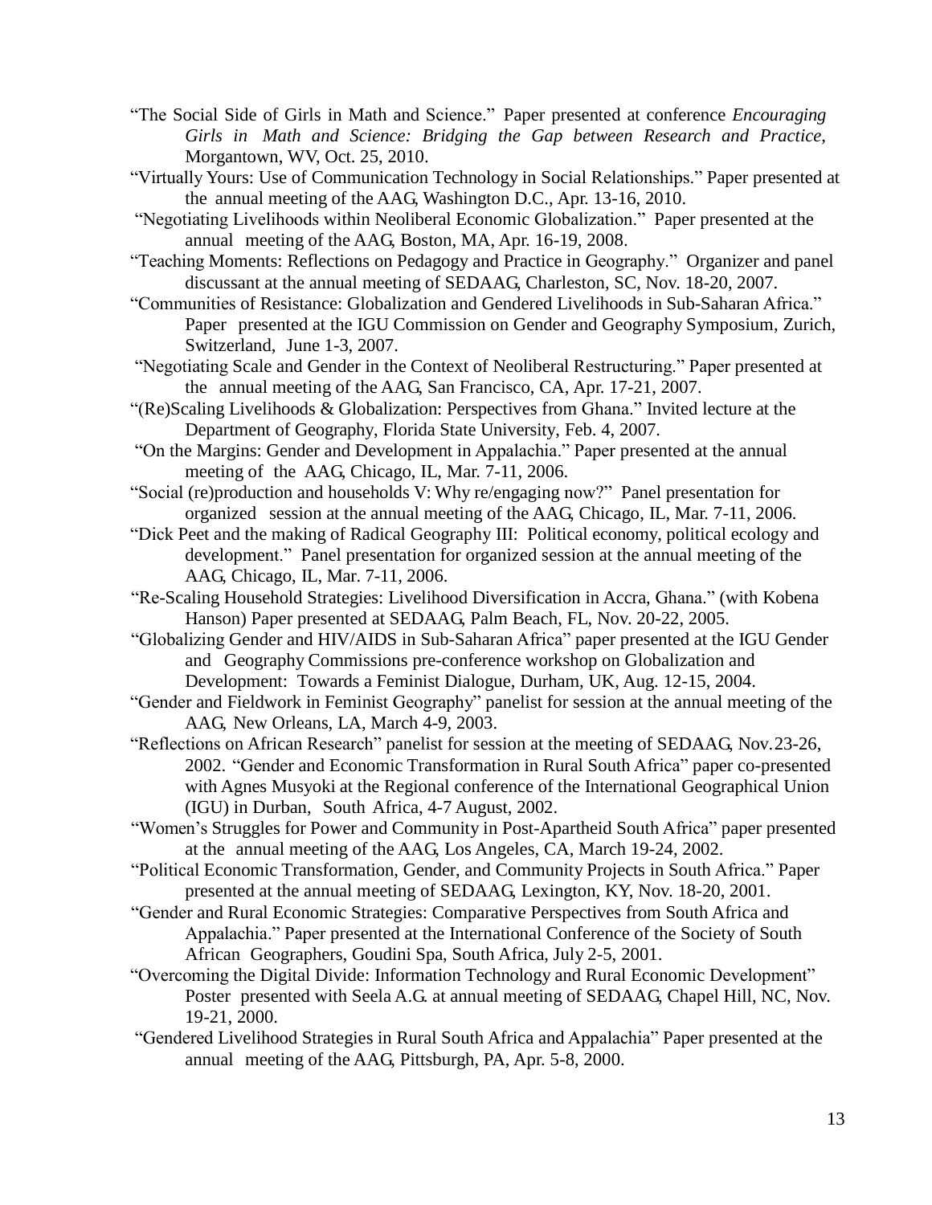"The Social Side of Girls in Math and Science." Paper presented at conference *Encouraging Girls in Math and Science: Bridging the Gap between Research and Practice*, Morgantown, WV, Oct. 25, 2010.

"Virtually Yours: Use of Communication Technology in Social Relationships." Paper presented at the annual meeting of the AAG, Washington D.C., Apr. 13-16, 2010.

"Negotiating Livelihoods within Neoliberal Economic Globalization." Paper presented at the annual meeting of the AAG, Boston, MA, Apr. 16-19, 2008.

"Teaching Moments: Reflections on Pedagogy and Practice in Geography." Organizer and panel discussant at the annual meeting of SEDAAG, Charleston, SC, Nov. 18-20, 2007.

"Communities of Resistance: Globalization and Gendered Livelihoods in Sub-Saharan Africa." Paper presented at the IGU Commission on Gender and Geography Symposium, Zurich, Switzerland, June 1-3, 2007.

"Negotiating Scale and Gender in the Context of Neoliberal Restructuring." Paper presented at the annual meeting of the AAG, San Francisco, CA, Apr. 17-21, 2007.

"(Re)Scaling Livelihoods & Globalization: Perspectives from Ghana." Invited lecture at the Department of Geography, Florida State University, Feb. 4, 2007.

"On the Margins: Gender and Development in Appalachia." Paper presented at the annual meeting of the AAG, Chicago, IL, Mar. 7-11, 2006.

"Social (re)production and households V: Why re/engaging now?" Panel presentation for organized session at the annual meeting of the AAG, Chicago, IL, Mar. 7-11, 2006.

"Dick Peet and the making of Radical Geography III: Political economy, political ecology and development." Panel presentation for organized session at the annual meeting of the AAG, Chicago, IL, Mar. 7-11, 2006.

"Re-Scaling Household Strategies: Livelihood Diversification in Accra, Ghana." (with Kobena Hanson) Paper presented at SEDAAG, Palm Beach, FL, Nov. 20-22, 2005.

"Globalizing Gender and HIV/AIDS in Sub-Saharan Africa" paper presented at the IGU Gender and Geography Commissions pre-conference workshop on Globalization and Development: Towards a Feminist Dialogue, Durham, UK, Aug. 12-15, 2004.

"Gender and Fieldwork in Feminist Geography" panelist for session at the annual meeting of the AAG, New Orleans, LA, March 4-9, 2003.

"Reflections on African Research" panelist for session at the meeting of SEDAAG, Nov.23-26, 2002. "Gender and Economic Transformation in Rural South Africa" paper co-presented with Agnes Musyoki at the Regional conference of the International Geographical Union (IGU) in Durban, South Africa, 4-7 August, 2002.

"Women's Struggles for Power and Community in Post-Apartheid South Africa" paper presented at the annual meeting of the AAG, Los Angeles, CA, March 19-24, 2002.

"Political Economic Transformation, Gender, and Community Projects in South Africa." Paper presented at the annual meeting of SEDAAG, Lexington, KY, Nov. 18-20, 2001.

"Gender and Rural Economic Strategies: Comparative Perspectives from South Africa and Appalachia." Paper presented at the International Conference of the Society of South African Geographers, Goudini Spa, South Africa, July 2-5, 2001.

"Overcoming the Digital Divide: Information Technology and Rural Economic Development" Poster presented with Seela A.G. at annual meeting of SEDAAG, Chapel Hill, NC, Nov. 19-21, 2000.

"Gendered Livelihood Strategies in Rural South Africa and Appalachia" Paper presented at the annual meeting of the AAG, Pittsburgh, PA, Apr. 5-8, 2000.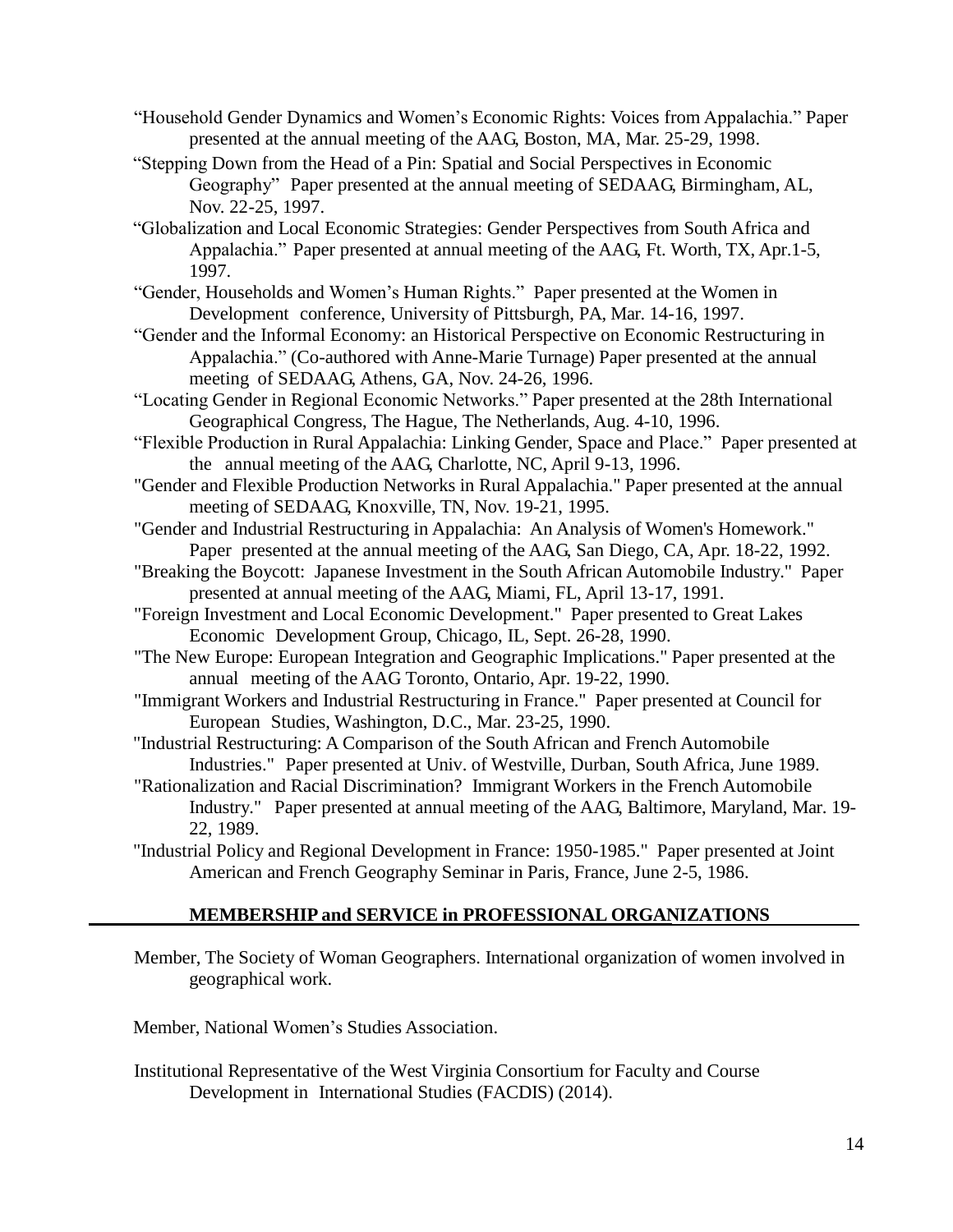"Household Gender Dynamics and Women's Economic Rights: Voices from Appalachia." Paper presented at the annual meeting of the AAG, Boston, MA, Mar. 25-29, 1998.

"Stepping Down from the Head of a Pin: Spatial and Social Perspectives in Economic Geography" Paper presented at the annual meeting of SEDAAG, Birmingham, AL, Nov. 22-25, 1997.

"Globalization and Local Economic Strategies: Gender Perspectives from South Africa and Appalachia." Paper presented at annual meeting of the AAG, Ft. Worth, TX, Apr.1-5, 1997.

"Gender, Households and Women's Human Rights." Paper presented at the Women in Development conference, University of Pittsburgh, PA, Mar. 14-16, 1997.

"Gender and the Informal Economy: an Historical Perspective on Economic Restructuring in Appalachia." (Co-authored with Anne-Marie Turnage) Paper presented at the annual meeting of SEDAAG, Athens, GA, Nov. 24-26, 1996.

"Locating Gender in Regional Economic Networks." Paper presented at the 28th International Geographical Congress, The Hague, The Netherlands, Aug. 4-10, 1996.

"Flexible Production in Rural Appalachia: Linking Gender, Space and Place." Paper presented at the annual meeting of the AAG, Charlotte, NC, April 9-13, 1996.

"Gender and Flexible Production Networks in Rural Appalachia." Paper presented at the annual meeting of SEDAAG, Knoxville, TN, Nov. 19-21, 1995.

"Gender and Industrial Restructuring in Appalachia: An Analysis of Women's Homework." Paper presented at the annual meeting of the AAG, San Diego, CA, Apr. 18-22, 1992.

"Breaking the Boycott: Japanese Investment in the South African Automobile Industry." Paper presented at annual meeting of the AAG, Miami, FL, April 13-17, 1991.

"Foreign Investment and Local Economic Development." Paper presented to Great Lakes Economic Development Group, Chicago, IL, Sept. 26-28, 1990.

"The New Europe: European Integration and Geographic Implications." Paper presented at the annual meeting of the AAG Toronto, Ontario, Apr. 19-22, 1990.

"Immigrant Workers and Industrial Restructuring in France." Paper presented at Council for European Studies, Washington, D.C., Mar. 23-25, 1990.

"Industrial Restructuring: A Comparison of the South African and French Automobile Industries." Paper presented at Univ. of Westville, Durban, South Africa, June 1989.

"Rationalization and Racial Discrimination? Immigrant Workers in the French Automobile Industry." Paper presented at annual meeting of the AAG, Baltimore, Maryland, Mar. 19-22, 1989.

"Industrial Policy and Regional Development in France: 1950-1985." Paper presented at Joint American and French Geography Seminar in Paris, France, June 2-5, 1986.

## MEMBERSHIP and SERVICE in PROFESSIONAL ORGANIZATIONS

Member, The Society of Woman Geographers. International organization of women involved in geographical work.

Member, National Women's Studies Association.

Institutional Representative of the West Virginia Consortium for Faculty and Course Development in International Studies (FACDIS) (2014).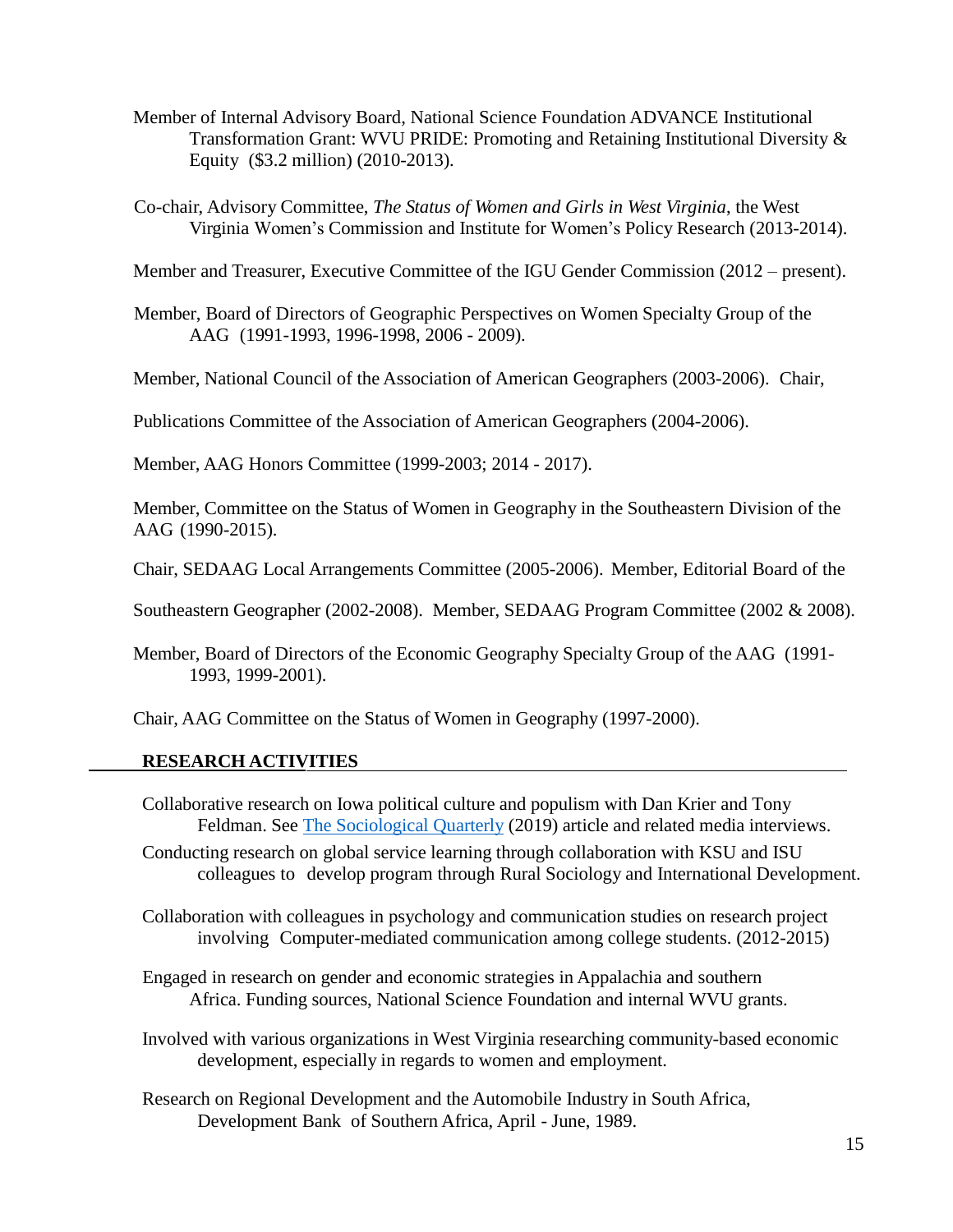Member of Internal Advisory Board, National Science Foundation ADVANCE Institutional Transformation Grant: WVU PRIDE: Promoting and Retaining Institutional Diversity & Equity ($3.2 million) (2010-2013).

Co-chair, Advisory Committee, *The Status of Women and Girls in West Virginia*, the West Virginia Women's Commission and Institute for Women's Policy Research (2013-2014).

Member and Treasurer, Executive Committee of the IGU Gender Commission (2012 – present).

Member, Board of Directors of Geographic Perspectives on Women Specialty Group of the AAG (1991-1993, 1996-1998, 2006 - 2009).

Member, National Council of the Association of American Geographers (2003-2006). Chair,

Publications Committee of the Association of American Geographers (2004-2006).

Member, AAG Honors Committee (1999-2003; 2014 - 2017).

Member, Committee on the Status of Women in Geography in the Southeastern Division of the AAG (1990-2015).

Chair, SEDAAG Local Arrangements Committee (2005-2006). Member, Editorial Board of the

Southeastern Geographer (2002-2008). Member, SEDAAG Program Committee (2002 & 2008).

Member, Board of Directors of the Economic Geography Specialty Group of the AAG (1991-1993, 1999-2001).

Chair, AAG Committee on the Status of Women in Geography (1997-2000).

## RESEARCH ACTIVITIES

Collaborative research on Iowa political culture and populism with Dan Krier and Tony Feldman. See The Sociological Quarterly (2019) article and related media interviews.

Conducting research on global service learning through collaboration with KSU and ISU colleagues to develop program through Rural Sociology and International Development.

Collaboration with colleagues in psychology and communication studies on research project involving Computer-mediated communication among college students. (2012-2015)

Engaged in research on gender and economic strategies in Appalachia and southern Africa. Funding sources, National Science Foundation and internal WVU grants.

Involved with various organizations in West Virginia researching community-based economic development, especially in regards to women and employment.

Research on Regional Development and the Automobile Industry in South Africa, Development Bank of Southern Africa, April - June, 1989.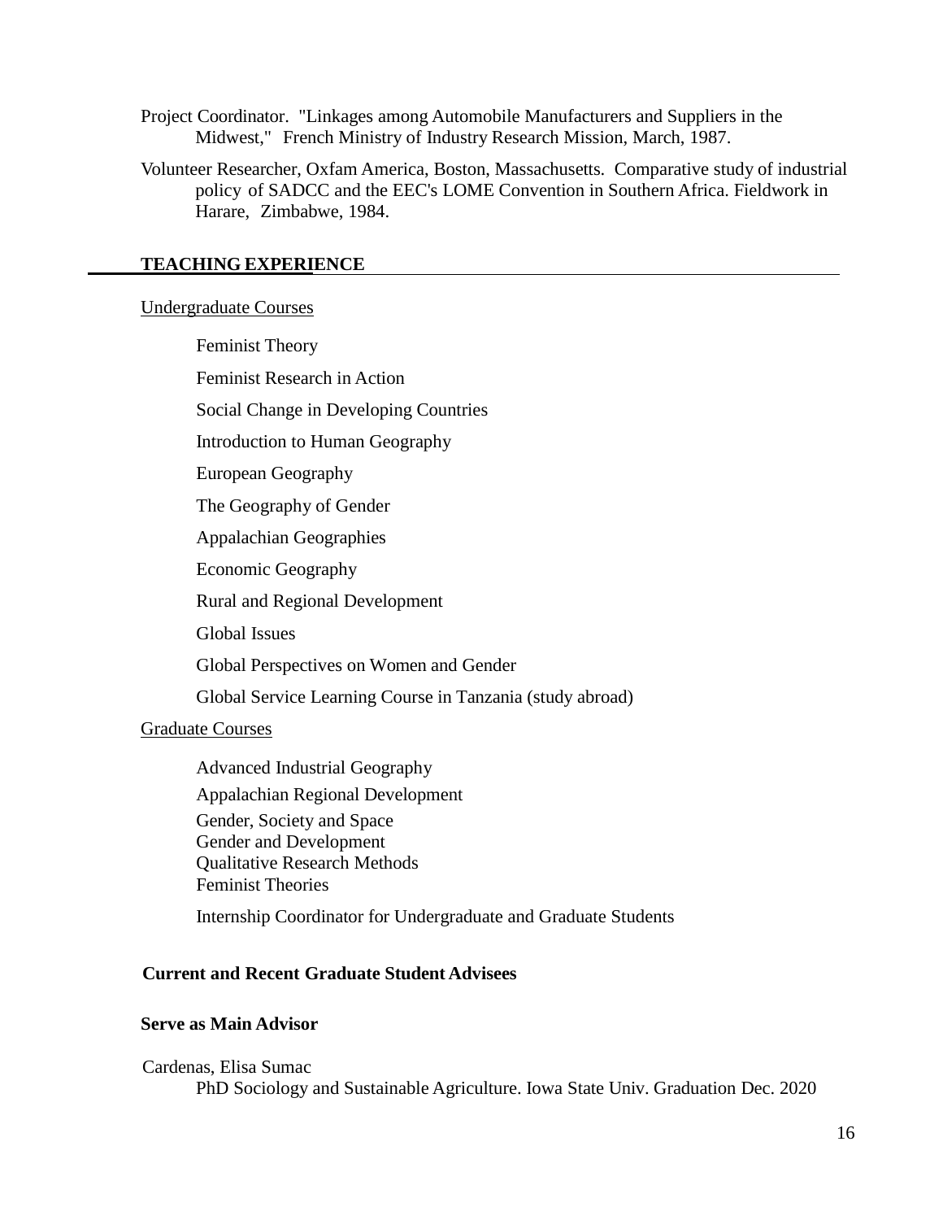Project Coordinator. "Linkages among Automobile Manufacturers and Suppliers in the Midwest," French Ministry of Industry Research Mission, March, 1987.

Volunteer Researcher, Oxfam America, Boston, Massachusetts. Comparative study of industrial policy of SADCC and the EEC's LOME Convention in Southern Africa. Fieldwork in Harare, Zimbabwe, 1984.

## TEACHING EXPERIENCE

Undergraduate Courses

- Feminist Theory
- Feminist Research in Action
- Social Change in Developing Countries
- Introduction to Human Geography
- European Geography
- The Geography of Gender
- Appalachian Geographies
- Economic Geography
- Rural and Regional Development
- Global Issues
- Global Perspectives on Women and Gender
- Global Service Learning Course in Tanzania (study abroad)

Graduate Courses

- Advanced Industrial Geography
- Appalachian Regional Development
- Gender, Society and Space
- Gender and Development
- Qualitative Research Methods
- Feminist Theories

Internship Coordinator for Undergraduate and Graduate Students

### Current and Recent Graduate Student Advisees

**Serve as Main Advisor**

Cardenas, Elisa Sumac
PhD Sociology and Sustainable Agriculture. Iowa State Univ. Graduation Dec. 2020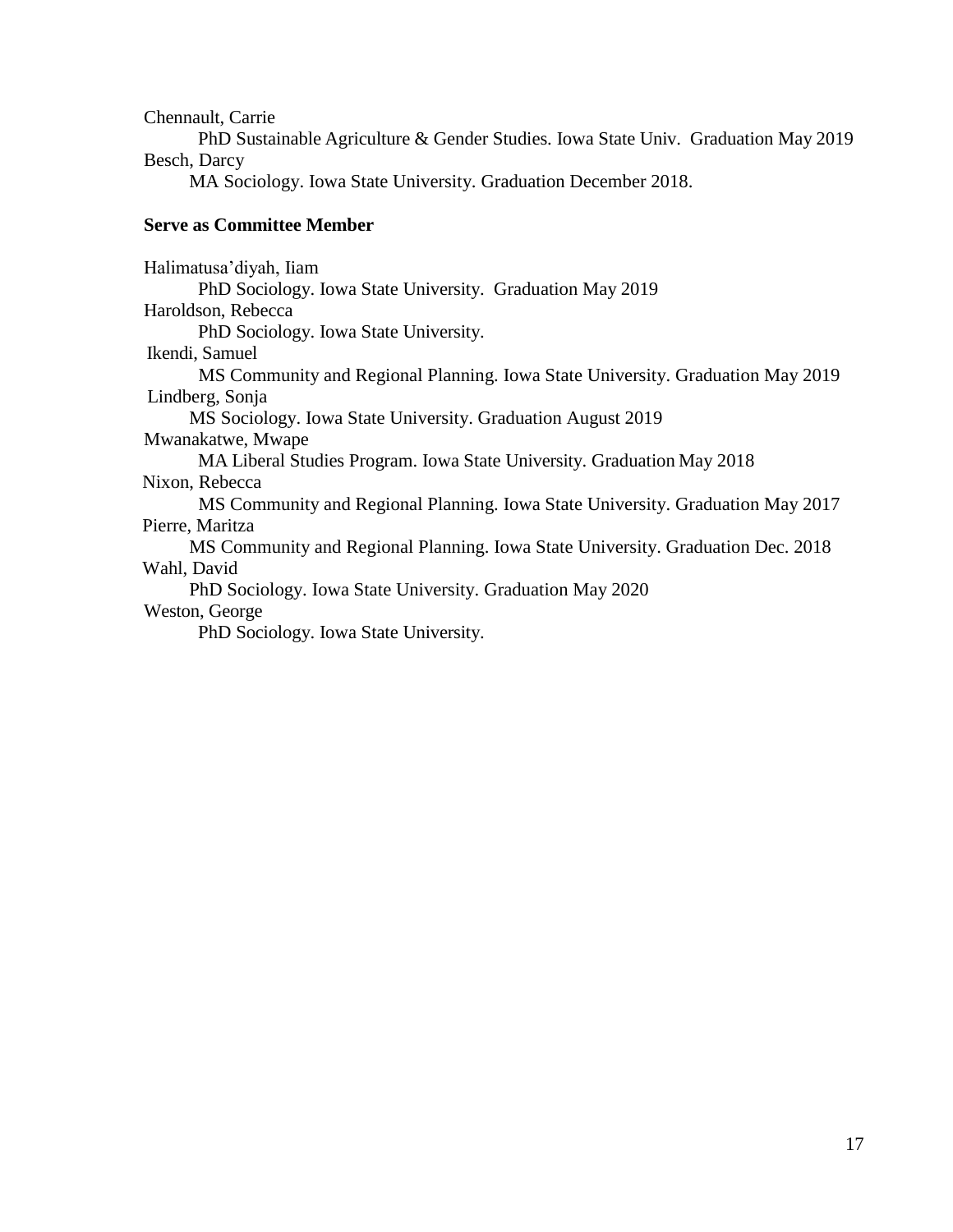Chennault, Carrie

PhD Sustainable Agriculture & Gender Studies. Iowa State Univ. Graduation May 2019

Besch, Darcy

MA Sociology. Iowa State University. Graduation December 2018.

**Serve as Committee Member**

Halimatusa'diyah, Iiam

PhD Sociology. Iowa State University. Graduation May 2019

Haroldson, Rebecca

PhD Sociology. Iowa State University.

Ikendi, Samuel

MS Community and Regional Planning. Iowa State University. Graduation May 2019

Lindberg, Sonja

MS Sociology. Iowa State University. Graduation August 2019

Mwanakatwe, Mwape

MA Liberal Studies Program. Iowa State University. Graduation May 2018

Nixon, Rebecca

MS Community and Regional Planning. Iowa State University. Graduation May 2017

Pierre, Maritza

MS Community and Regional Planning. Iowa State University. Graduation Dec. 2018

Wahl, David

PhD Sociology. Iowa State University. Graduation May 2020

Weston, George

PhD Sociology. Iowa State University.